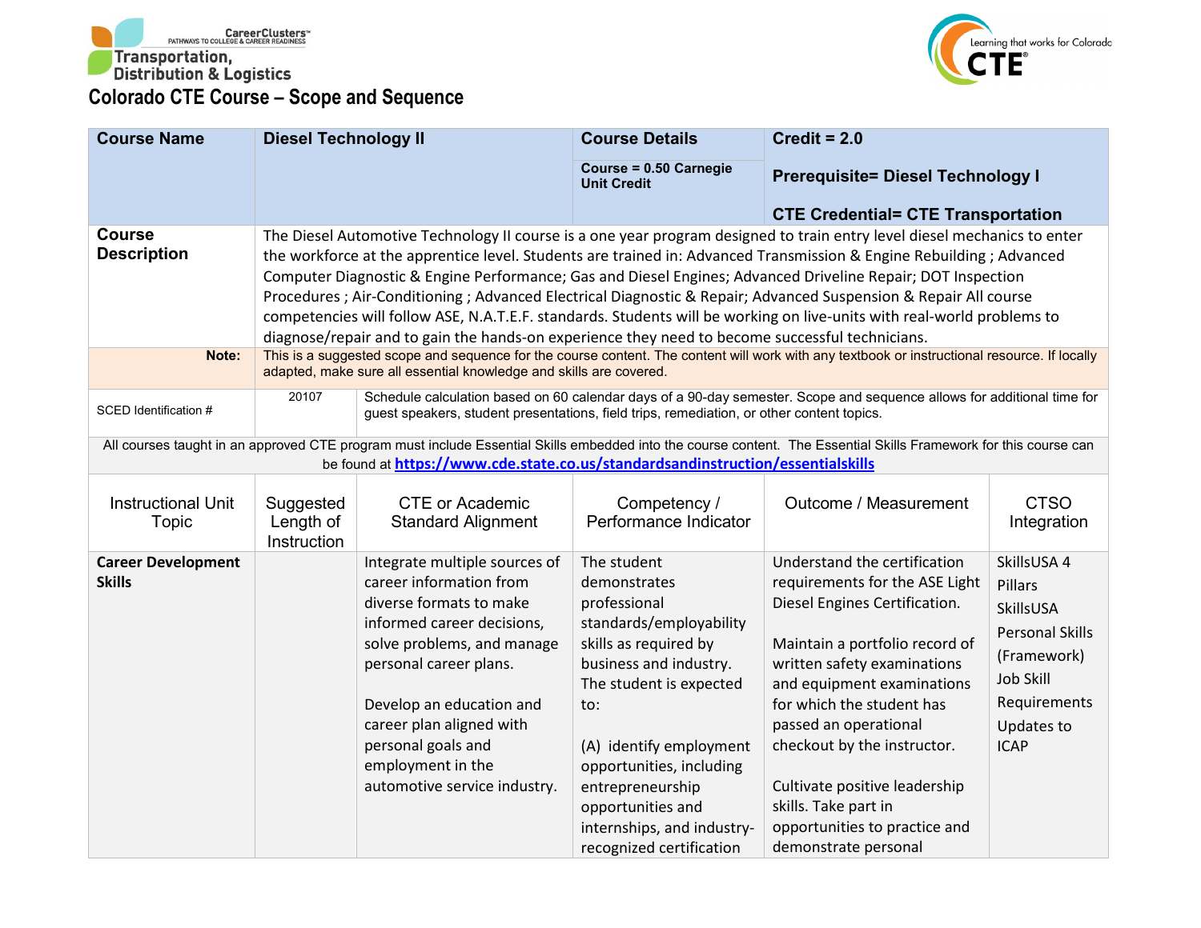Transportation, Distribution & Logistics

# Colorado CTE Course – Scope and Sequence

| Course Name | Diesel Technology II | Course Details | Credit = 2.0 |
|---|---|---|---|
| | | Course = 0.50 Carnegie Unit Credit | Prerequisite= Diesel Technology I<br><br>CTE Credential= CTE Transportation |
| **Course Description** | The Diesel Automotive Technology II course is a one year program designed to train entry level diesel mechanics to enter the workforce at the apprentice level. Students are trained in: Advanced Transmission & Engine Rebuilding ; Advanced Computer Diagnostic & Engine Performance; Gas and Diesel Engines; Advanced Driveline Repair; DOT Inspection Procedures ; Air-Conditioning ; Advanced Electrical Diagnostic & Repair; Advanced Suspension & Repair All course competencies will follow ASE, N.A.T.E.F. standards. Students will be working on live-units with real-world problems to diagnose/repair and to gain the hands-on experience they need to become successful technicians. | | |
| **Note:** | This is a suggested scope and sequence for the course content. The content will work with any textbook or instructional resource. If locally adapted, make sure all essential knowledge and skills are covered. | | |
| SCED Identification # | 20107 | Schedule calculation based on 60 calendar days of a 90-day semester. Scope and sequence allows for additional time for guest speakers, student presentations, field trips, remediation, or other content topics. | |

All courses taught in an approved CTE program must include Essential Skills embedded into the course content. The Essential Skills Framework for this course can be found at https://www.cde.state.co.us/standardsandinstruction/essentialskills

| Instructional Unit Topic | Suggested Length of Instruction | CTE or Academic Standard Alignment | Competency / Performance Indicator | Outcome / Measurement | CTSO Integration |
|---|---|---|---|---|---|
| **Career Development Skills** | | Integrate multiple sources of career information from diverse formats to make informed career decisions, solve problems, and manage personal career plans.<br><br>Develop an education and career plan aligned with personal goals and employment in the automotive service industry. | The student demonstrates professional standards/employability skills as required by business and industry. The student is expected to:<br><br>(A) identify employment opportunities, including entrepreneurship opportunities and internships, and industry-recognized certification | Understand the certification requirements for the ASE Light Diesel Engines Certification.<br><br>Maintain a portfolio record of written safety examinations and equipment examinations for which the student has passed an operational checkout by the instructor.<br><br>Cultivate positive leadership skills. Take part in opportunities to practice and demonstrate personal | SkillsUSA 4 Pillars<br>SkillsUSA Personal Skills (Framework)<br>Job Skill Requirements<br>Updates to ICAP |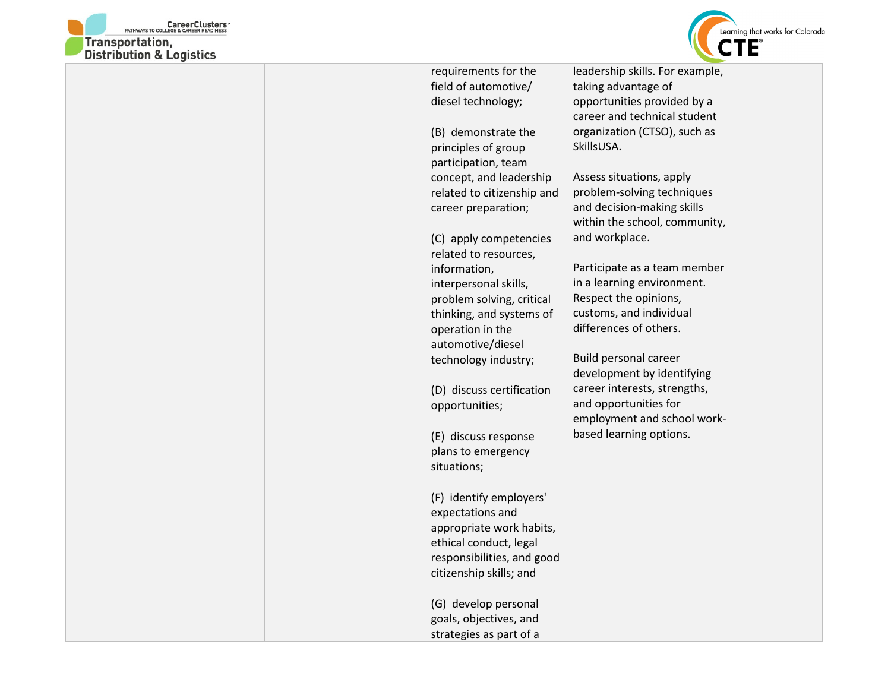|  |  |  | requirements for the field of automotive/ diesel technology;<br><br>(B) demonstrate the principles of group participation, team concept, and leadership related to citizenship and career preparation;<br><br>(C) apply competencies related to resources, information, interpersonal skills, problem solving, critical thinking, and systems of operation in the automotive/diesel technology industry;<br><br>(D) discuss certification opportunities;<br><br>(E) discuss response plans to emergency situations;<br><br>(F) identify employers' expectations and appropriate work habits, ethical conduct, legal responsibilities, and good citizenship skills; and<br><br>(G) develop personal goals, objectives, and strategies as part of a | leadership skills. For example, taking advantage of opportunities provided by a career and technical student organization (CTSO), such as SkillsUSA.<br><br>Assess situations, apply problem-solving techniques and decision-making skills within the school, community, and workplace.<br><br>Participate as a team member in a learning environment. Respect the opinions, customs, and individual differences of others.<br><br>Build personal career development by identifying career interests, strengths, and opportunities for employment and school work-based learning options. |  |
|---|---|---|---|---|---|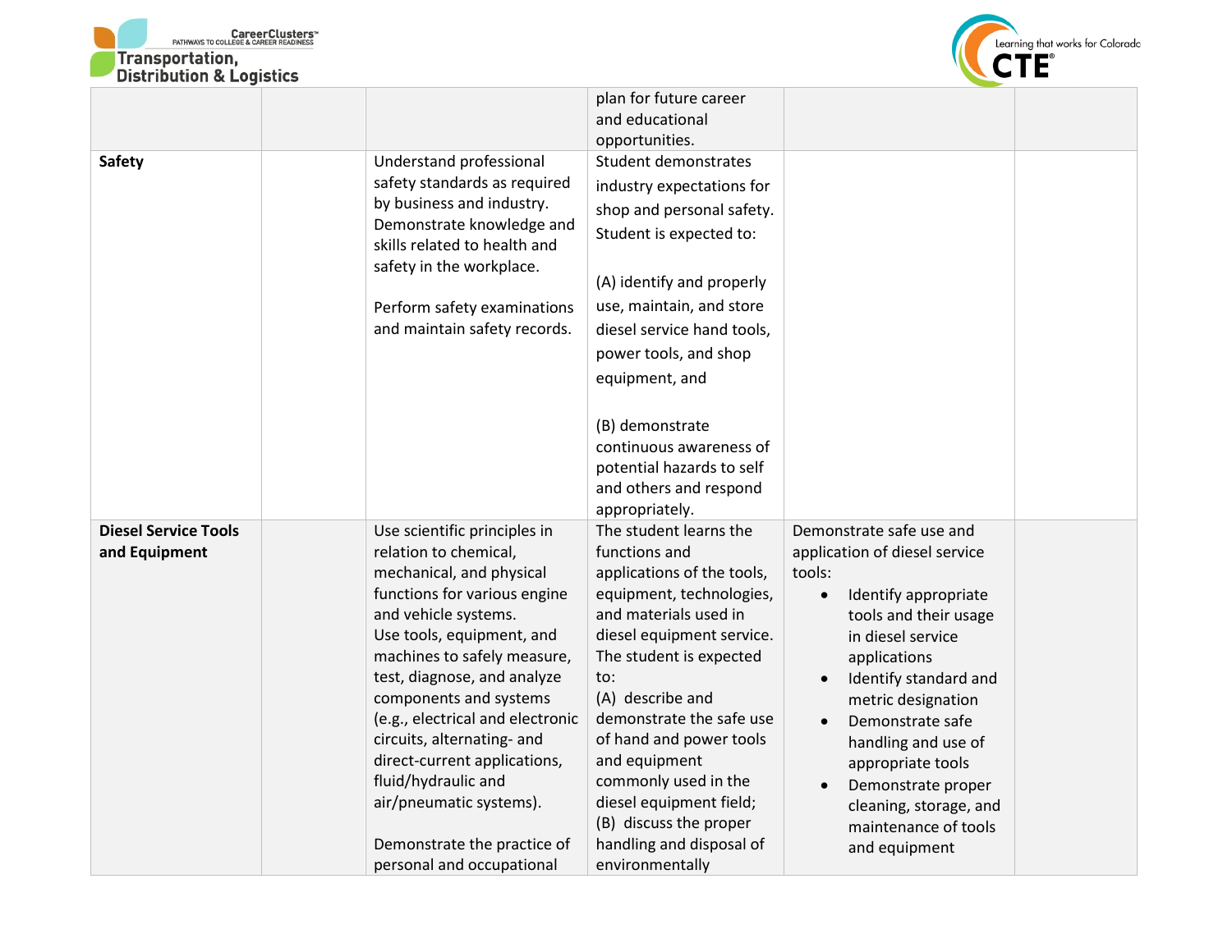| | | | | | |
|---|---|---|---|---|---|
| | | | plan for future career and educational opportunities. | | |
| **Safety** | | Understand professional safety standards as required by business and industry. Demonstrate knowledge and skills related to health and safety in the workplace.<br><br>Perform safety examinations and maintain safety records. | Student demonstrates industry expectations for shop and personal safety. Student is expected to:<br><br>(A) identify and properly use, maintain, and store diesel service hand tools, power tools, and shop equipment, and<br><br>(B) demonstrate continuous awareness of potential hazards to self and others and respond appropriately. | | |
| **Diesel Service Tools and Equipment** | | Use scientific principles in relation to chemical, mechanical, and physical functions for various engine and vehicle systems.<br>Use tools, equipment, and machines to safely measure, test, diagnose, and analyze components and systems (e.g., electrical and electronic circuits, alternating- and direct-current applications, fluid/hydraulic and air/pneumatic systems).<br><br>Demonstrate the practice of personal and occupational | The student learns the functions and applications of the tools, equipment, technologies, and materials used in diesel equipment service. The student is expected to:<br>(A) describe and demonstrate the safe use of hand and power tools and equipment commonly used in the diesel equipment field;<br>(B) discuss the proper handling and disposal of environmentally | Demonstrate safe use and application of diesel service tools:<br>• Identify appropriate tools and their usage in diesel service applications<br>• Identify standard and metric designation<br>• Demonstrate safe handling and use of appropriate tools<br>• Demonstrate proper cleaning, storage, and maintenance of tools and equipment | |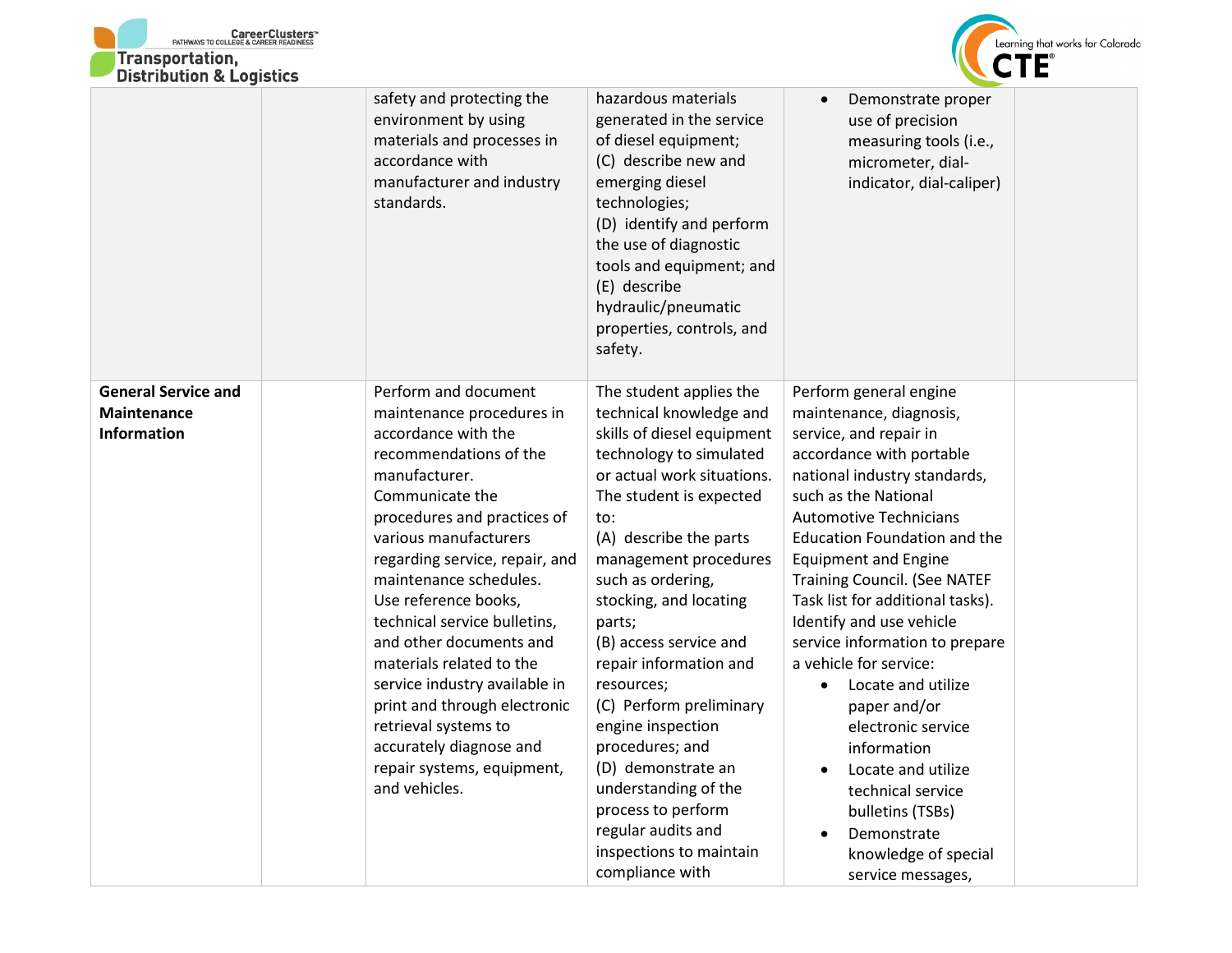| | | | | | |
|---|---|---|---|---|---|
| | | safety and protecting the environment by using materials and processes in accordance with manufacturer and industry standards. | hazardous materials generated in the service of diesel equipment;<br>(C) describe new and emerging diesel technologies;<br>(D) identify and perform the use of diagnostic tools and equipment; and<br>(E) describe hydraulic/pneumatic properties, controls, and safety. | • Demonstrate proper use of precision measuring tools (i.e., micrometer, dial-indicator, dial-caliper) | |
| **General Service and Maintenance Information** | | Perform and document maintenance procedures in accordance with the recommendations of the manufacturer.<br>Communicate the procedures and practices of various manufacturers regarding service, repair, and maintenance schedules.<br>Use reference books, technical service bulletins, and other documents and materials related to the service industry available in print and through electronic retrieval systems to accurately diagnose and repair systems, equipment, and vehicles. | The student applies the technical knowledge and skills of diesel equipment technology to simulated or actual work situations. The student is expected to:<br>(A) describe the parts management procedures such as ordering, stocking, and locating parts;<br>(B) access service and repair information and resources;<br>(C) Perform preliminary engine inspection procedures; and<br>(D) demonstrate an understanding of the process to perform regular audits and inspections to maintain compliance with | Perform general engine maintenance, diagnosis, service, and repair in accordance with portable national industry standards, such as the National Automotive Technicians Education Foundation and the Equipment and Engine Training Council. (See NATEF Task list for additional tasks).<br>Identify and use vehicle service information to prepare a vehicle for service:<br>• Locate and utilize paper and/or electronic service information<br>• Locate and utilize technical service bulletins (TSBs)<br>• Demonstrate knowledge of special service messages, | |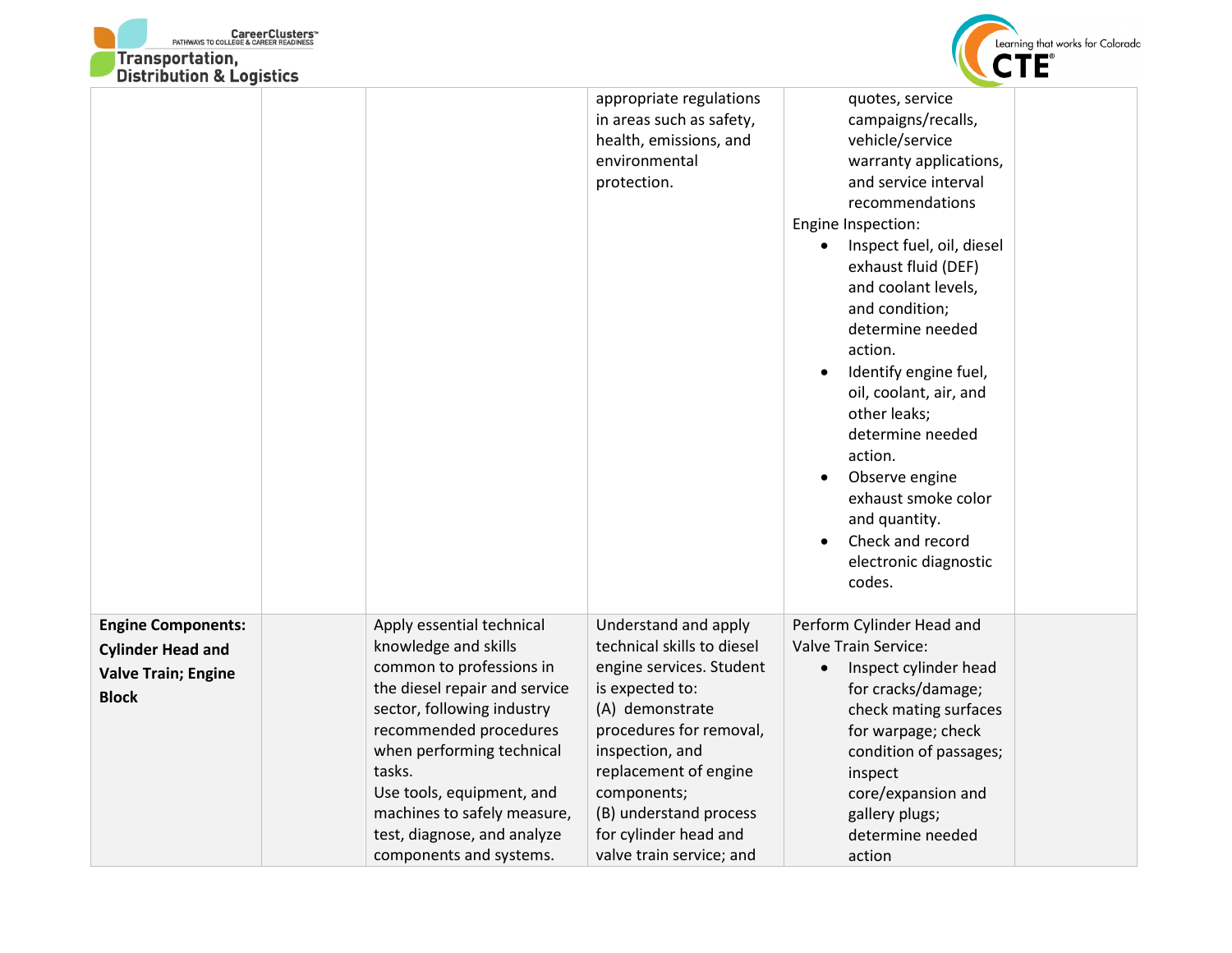| | | | | | |
|---|---|---|---|---|---|
| | | | appropriate regulations in areas such as safety, health, emissions, and environmental protection. | quotes, service campaigns/recalls, vehicle/service warranty applications, and service interval recommendations<br>Engine Inspection:<br>• Inspect fuel, oil, diesel exhaust fluid (DEF) and coolant levels, and condition; determine needed action.<br>• Identify engine fuel, oil, coolant, air, and other leaks; determine needed action.<br>• Observe engine exhaust smoke color and quantity.<br>• Check and record electronic diagnostic codes. | |
| **Engine Components: Cylinder Head and Valve Train; Engine Block** | | Apply essential technical knowledge and skills common to professions in the diesel repair and service sector, following industry recommended procedures when performing technical tasks.<br>Use tools, equipment, and machines to safely measure, test, diagnose, and analyze components and systems. | Understand and apply technical skills to diesel engine services. Student is expected to:<br>(A) demonstrate procedures for removal, inspection, and replacement of engine components;<br>(B) understand process for cylinder head and valve train service; and | Perform Cylinder Head and Valve Train Service:<br>• Inspect cylinder head for cracks/damage; check mating surfaces for warpage; check condition of passages; inspect core/expansion and gallery plugs; determine needed action | |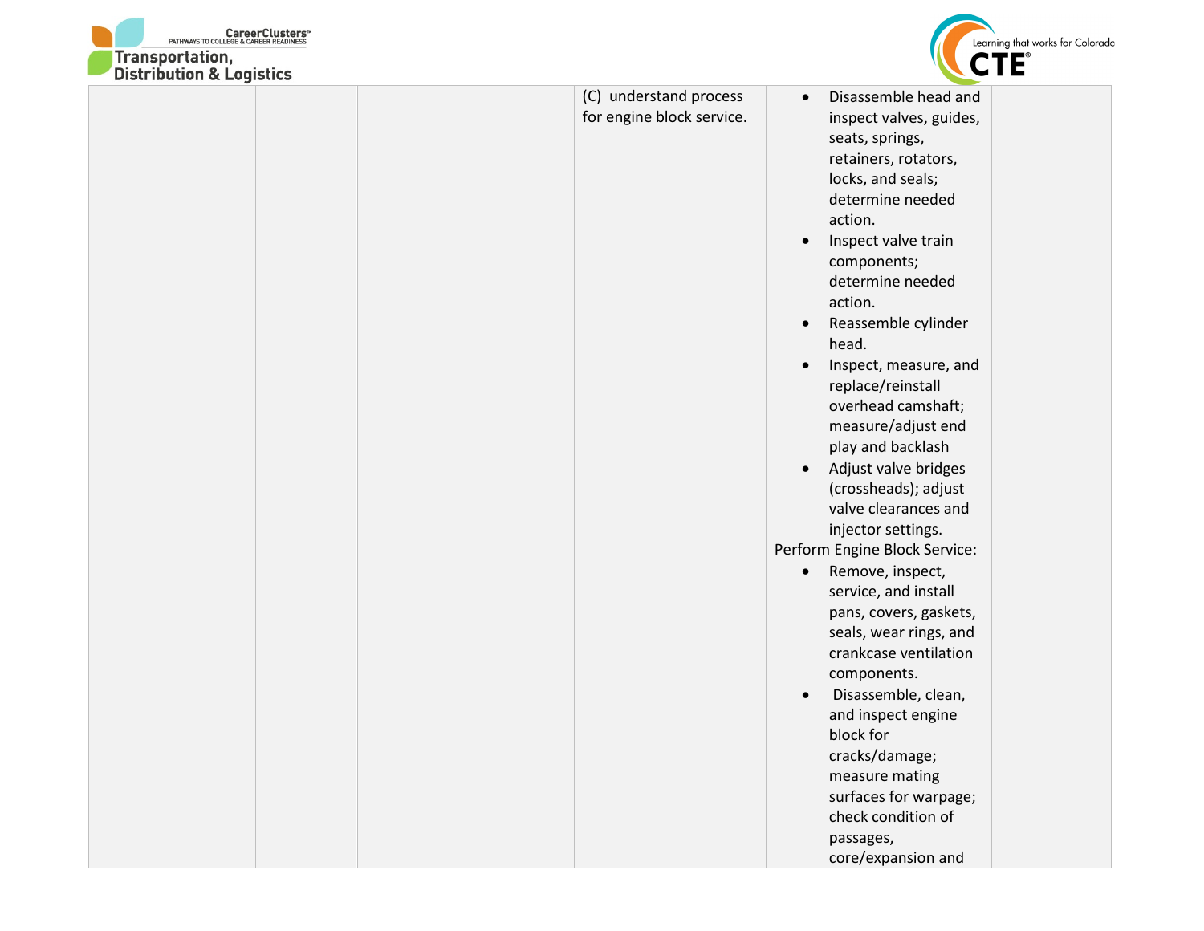| | | | | | |
|---|---|---|---|---|---|
| | | | (C) understand process for engine block service. | • Disassemble head and inspect valves, guides, seats, springs, retainers, rotators, locks, and seals; determine needed action.<br>• Inspect valve train components; determine needed action.<br>• Reassemble cylinder head.<br>• Inspect, measure, and replace/reinstall overhead camshaft; measure/adjust end play and backlash<br>• Adjust valve bridges (crossheads); adjust valve clearances and injector settings.<br>Perform Engine Block Service:<br>• Remove, inspect, service, and install pans, covers, gaskets, seals, wear rings, and crankcase ventilation components.<br>• Disassemble, clean, and inspect engine block for cracks/damage; measure mating surfaces for warpage; check condition of passages, core/expansion and | |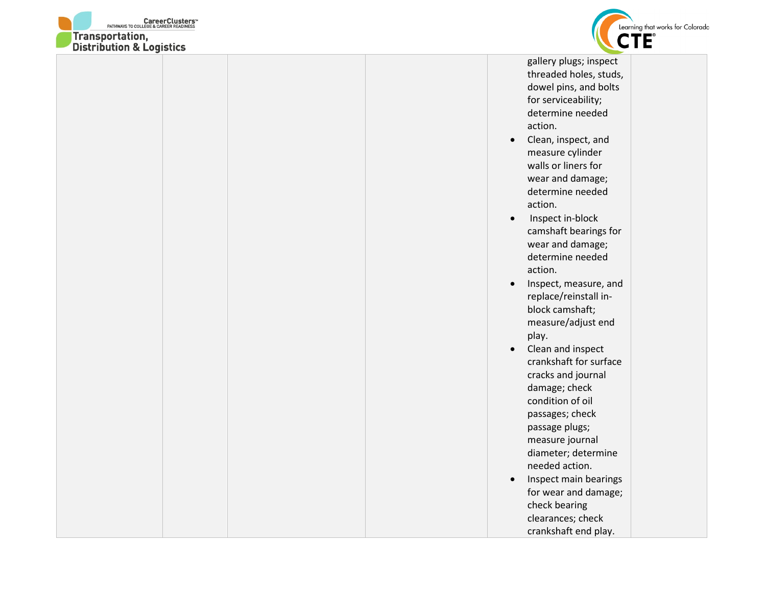|  |  |  |  | gallery plugs; inspect threaded holes, studs, dowel pins, and bolts for serviceability; determine needed action.<br>• Clean, inspect, and measure cylinder walls or liners for wear and damage; determine needed action.<br>• Inspect in-block camshaft bearings for wear and damage; determine needed action.<br>• Inspect, measure, and replace/reinstall in-block camshaft; measure/adjust end play.<br>• Clean and inspect crankshaft for surface cracks and journal damage; check condition of oil passages; check passage plugs; measure journal diameter; determine needed action.<br>• Inspect main bearings for wear and damage; check bearing clearances; check crankshaft end play. |  |
|---|---|---|---|---|---|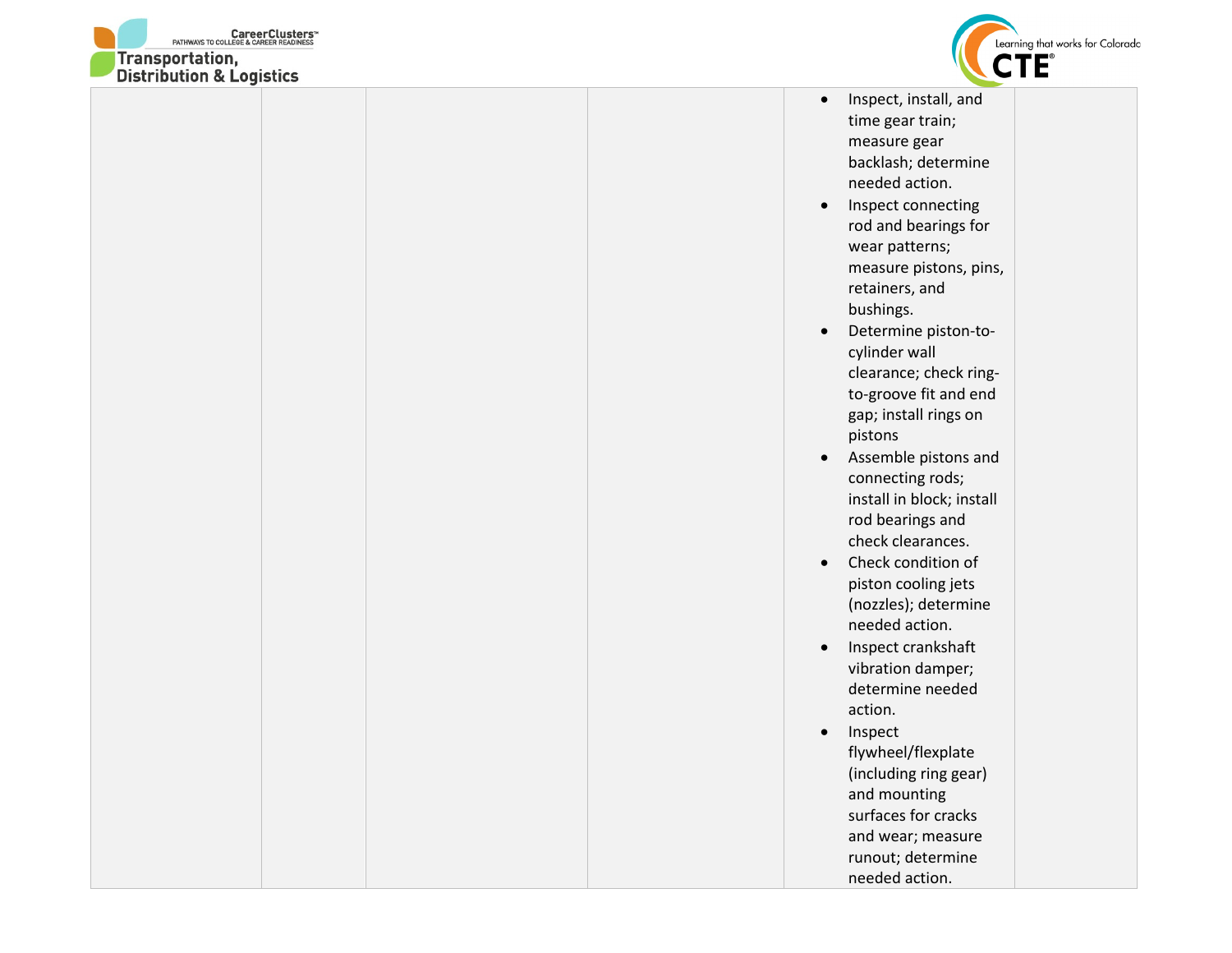| | | | | | |
|---|---|---|---|---|---|
| | | | | • Inspect, install, and time gear train; measure gear backlash; determine needed action.<br>• Inspect connecting rod and bearings for wear patterns; measure pistons, pins, retainers, and bushings.<br>• Determine piston-to-cylinder wall clearance; check ring-to-groove fit and end gap; install rings on pistons<br>• Assemble pistons and connecting rods; install in block; install rod bearings and check clearances.<br>• Check condition of piston cooling jets (nozzles); determine needed action.<br>• Inspect crankshaft vibration damper; determine needed action.<br>• Inspect flywheel/flexplate (including ring gear) and mounting surfaces for cracks and wear; measure runout; determine needed action. | |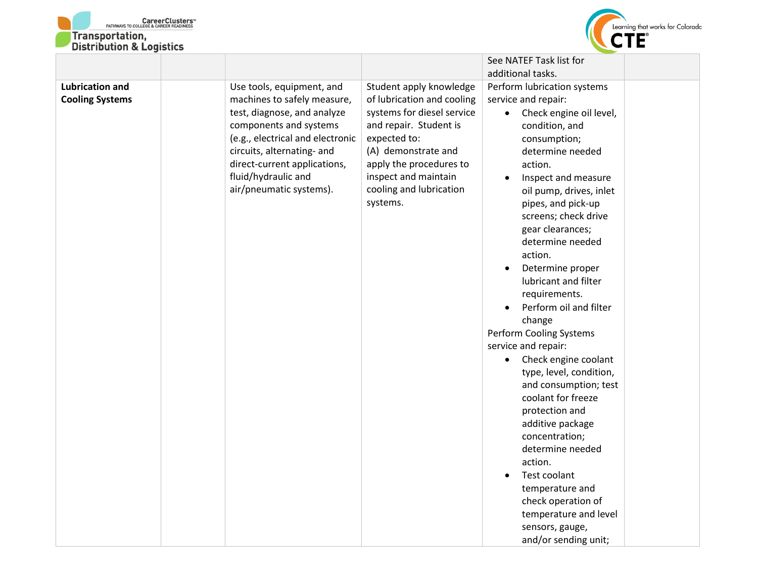| | | | | | |
|---|---|---|---|---|---|
| | | | | See NATEF Task list for additional tasks. | |
| **Lubrication and Cooling Systems** | | Use tools, equipment, and machines to safely measure, test, diagnose, and analyze components and systems (e.g., electrical and electronic circuits, alternating- and direct-current applications, fluid/hydraulic and air/pneumatic systems). | Student apply knowledge of lubrication and cooling systems for diesel service and repair. Student is expected to:<br>(A) demonstrate and apply the procedures to inspect and maintain cooling and lubrication systems. | Perform lubrication systems service and repair:<br>• Check engine oil level, condition, and consumption; determine needed action.<br>• Inspect and measure oil pump, drives, inlet pipes, and pick-up screens; check drive gear clearances; determine needed action.<br>• Determine proper lubricant and filter requirements.<br>• Perform oil and filter change<br>Perform Cooling Systems service and repair:<br>• Check engine coolant type, level, condition, and consumption; test coolant for freeze protection and additive package concentration; determine needed action.<br>• Test coolant temperature and check operation of temperature and level sensors, gauge, and/or sending unit; | |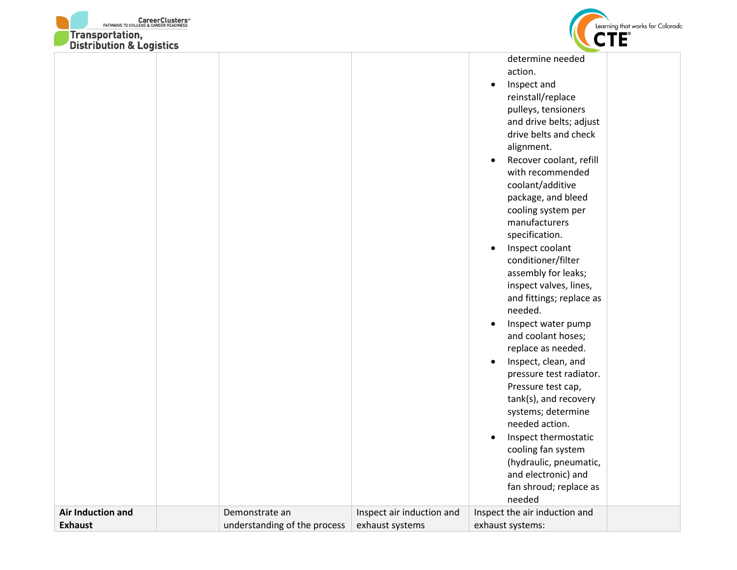| | | | | | |
|---|---|---|---|---|---|
| | | | | determine needed action.<br>• Inspect and reinstall/replace pulleys, tensioners and drive belts; adjust drive belts and check alignment.<br>• Recover coolant, refill with recommended coolant/additive package, and bleed cooling system per manufacturers specification.<br>• Inspect coolant conditioner/filter assembly for leaks; inspect valves, lines, and fittings; replace as needed.<br>• Inspect water pump and coolant hoses; replace as needed.<br>• Inspect, clean, and pressure test radiator. Pressure test cap, tank(s), and recovery systems; determine needed action.<br>• Inspect thermostatic cooling fan system (hydraulic, pneumatic, and electronic) and fan shroud; replace as needed | |
| **Air Induction and Exhaust** | | Demonstrate an understanding of the process | Inspect air induction and exhaust systems | Inspect the air induction and exhaust systems: | |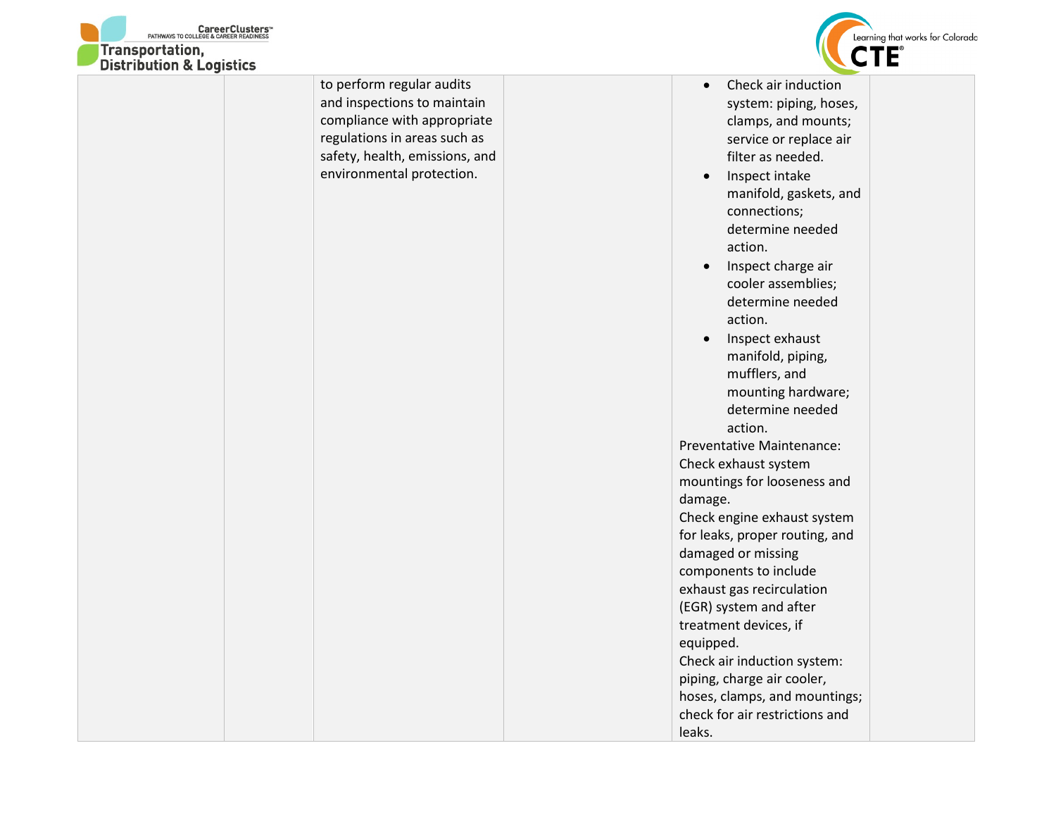|  |  |  |  |  |  |
|---|---|---|---|---|---|
|  |  | to perform regular audits and inspections to maintain compliance with appropriate regulations in areas such as safety, health, emissions, and environmental protection. |  | • Check air induction system: piping, hoses, clamps, and mounts; service or replace air filter as needed.<br>• Inspect intake manifold, gaskets, and connections; determine needed action.<br>• Inspect charge air cooler assemblies; determine needed action.<br>• Inspect exhaust manifold, piping, mufflers, and mounting hardware; determine needed action.<br>Preventative Maintenance: Check exhaust system mountings for looseness and damage.<br>Check engine exhaust system for leaks, proper routing, and damaged or missing components to include exhaust gas recirculation (EGR) system and after treatment devices, if equipped.<br>Check air induction system: piping, charge air cooler, hoses, clamps, and mountings; check for air restrictions and leaks. |  |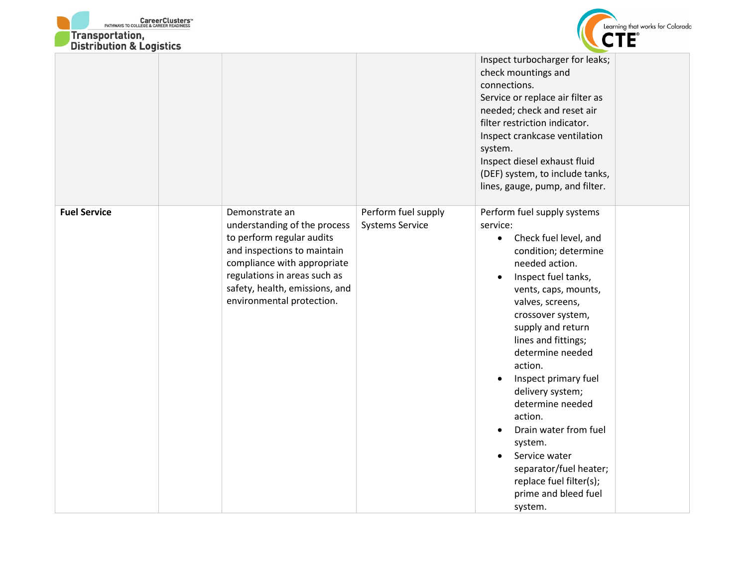| | | | | | |
|---|---|---|---|---|---|
| | | | | Inspect turbocharger for leaks; check mountings and connections.<br>Service or replace air filter as needed; check and reset air filter restriction indicator.<br>Inspect crankcase ventilation system.<br>Inspect diesel exhaust fluid (DEF) system, to include tanks, lines, gauge, pump, and filter. | |
| **Fuel Service** | | Demonstrate an understanding of the process to perform regular audits and inspections to maintain compliance with appropriate regulations in areas such as safety, health, emissions, and environmental protection. | Perform fuel supply Systems Service | Perform fuel supply systems service:<br>• Check fuel level, and condition; determine needed action.<br>• Inspect fuel tanks, vents, caps, mounts, valves, screens, crossover system, supply and return lines and fittings; determine needed action.<br>• Inspect primary fuel delivery system; determine needed action.<br>• Drain water from fuel system.<br>• Service water separator/fuel heater; replace fuel filter(s); prime and bleed fuel system. | |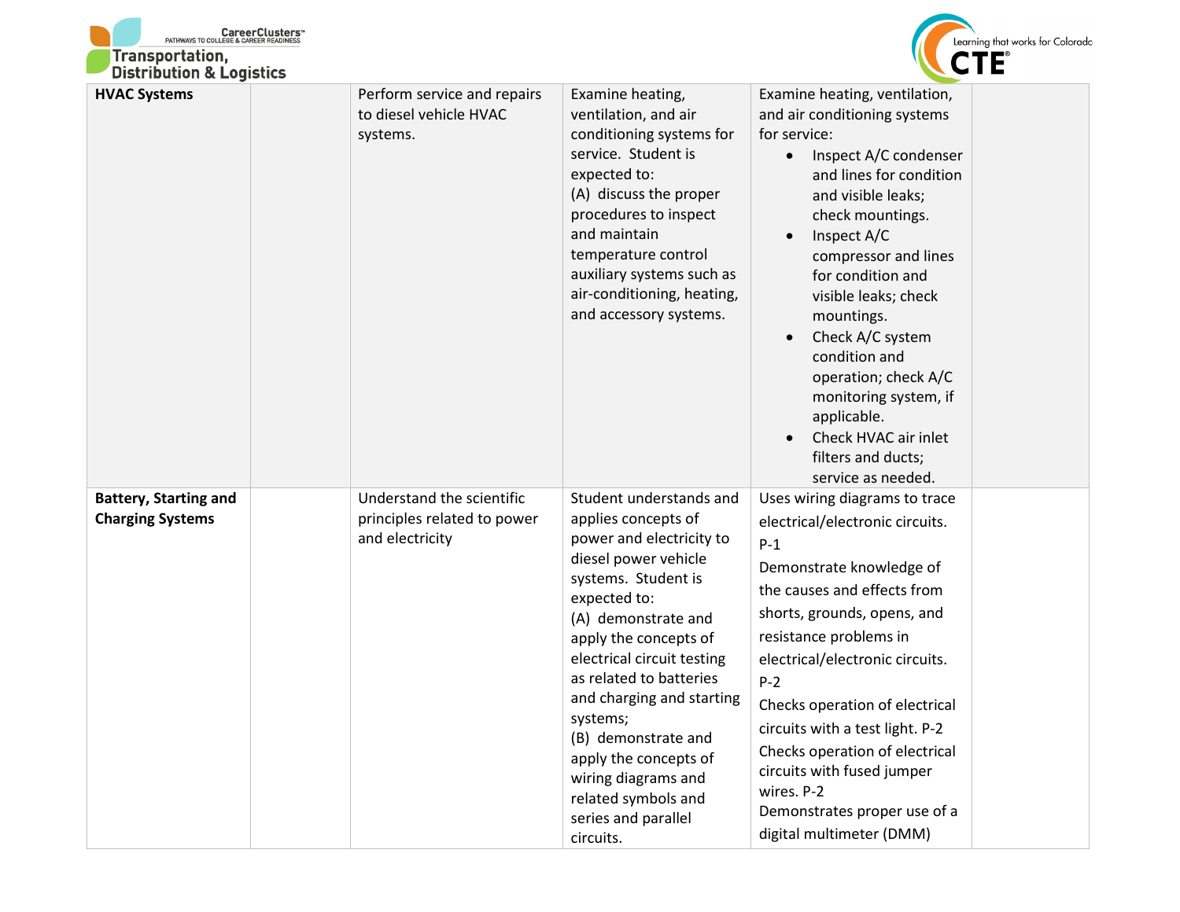| | | | | | |
|---|---|---|---|---|---|
| **HVAC Systems** | | Perform service and repairs to diesel vehicle HVAC systems. | Examine heating, ventilation, and air conditioning systems for service. Student is expected to:<br>(A) discuss the proper procedures to inspect and maintain temperature control auxiliary systems such as air-conditioning, heating, and accessory systems. | Examine heating, ventilation, and air conditioning systems for service:<br>• Inspect A/C condenser and lines for condition and visible leaks; check mountings.<br>• Inspect A/C compressor and lines for condition and visible leaks; check mountings.<br>• Check A/C system condition and operation; check A/C monitoring system, if applicable.<br>• Check HVAC air inlet filters and ducts; service as needed. | |
| **Battery, Starting and Charging Systems** | | Understand the scientific principles related to power and electricity | Student understands and applies concepts of power and electricity to diesel power vehicle systems. Student is expected to:<br>(A) demonstrate and apply the concepts of electrical circuit testing as related to batteries and charging and starting systems;<br>(B) demonstrate and apply the concepts of wiring diagrams and related symbols and series and parallel circuits. | Uses wiring diagrams to trace electrical/electronic circuits. P-1<br>Demonstrate knowledge of the causes and effects from shorts, grounds, opens, and resistance problems in electrical/electronic circuits. P-2<br>Checks operation of electrical circuits with a test light. P-2<br>Checks operation of electrical circuits with fused jumper wires. P-2<br>Demonstrates proper use of a digital multimeter (DMM) | |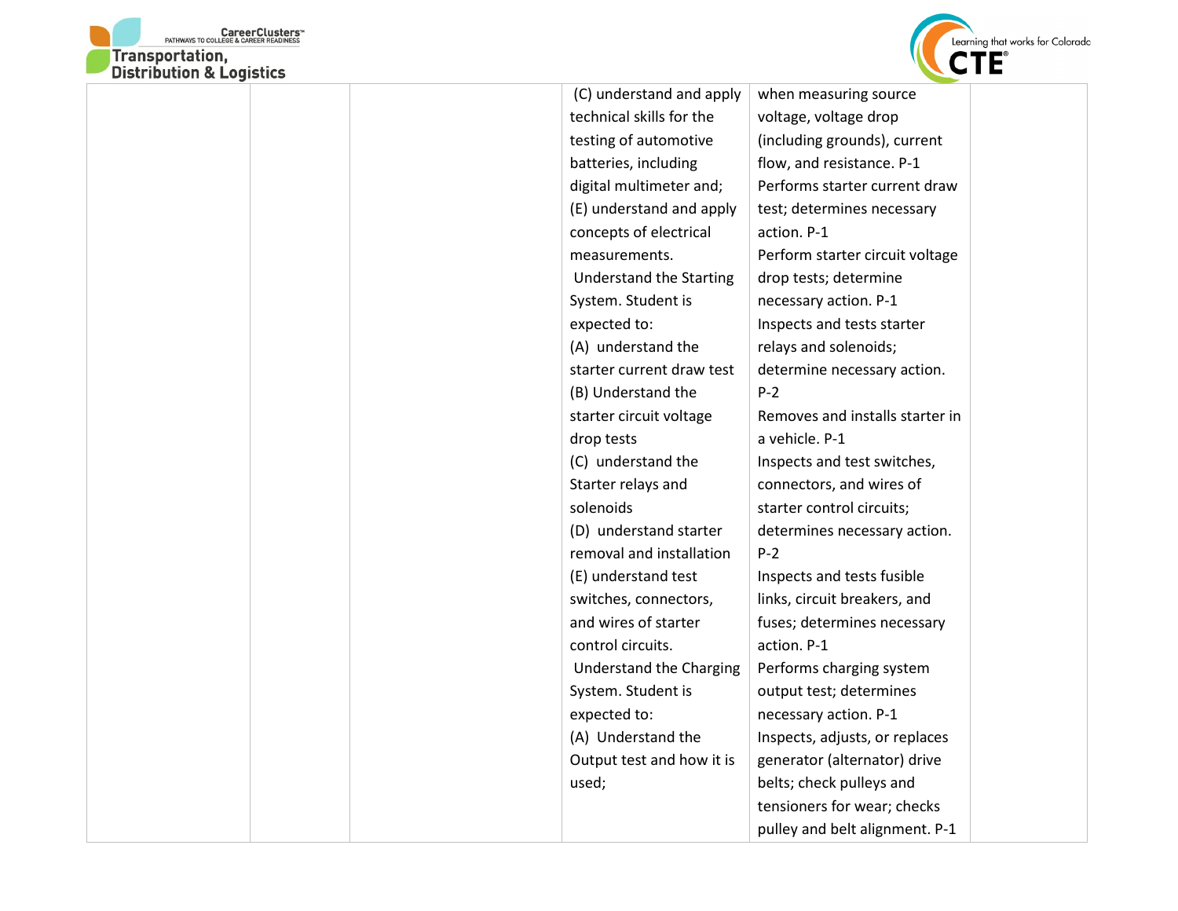| | | | | | |
|---|---|---|---|---|---|
| | | | (C) understand and apply technical skills for the testing of automotive batteries, including digital multimeter and;<br>(E) understand and apply concepts of electrical measurements.<br>Understand the Starting System. Student is expected to:<br>(A) understand the starter current draw test<br>(B) Understand the starter circuit voltage drop tests<br>(C) understand the Starter relays and solenoids<br>(D) understand starter removal and installation<br>(E) understand test switches, connectors, and wires of starter control circuits.<br>Understand the Charging System. Student is expected to:<br>(A) Understand the Output test and how it is used; | when measuring source voltage, voltage drop (including grounds), current flow, and resistance. P-1<br>Performs starter current draw test; determines necessary action. P-1<br>Perform starter circuit voltage drop tests; determine necessary action. P-1<br>Inspects and tests starter relays and solenoids; determine necessary action. P-2<br>Removes and installs starter in a vehicle. P-1<br>Inspects and test switches, connectors, and wires of starter control circuits; determines necessary action. P-2<br>Inspects and tests fusible links, circuit breakers, and fuses; determines necessary action. P-1<br>Performs charging system output test; determines necessary action. P-1<br>Inspects, adjusts, or replaces generator (alternator) drive belts; check pulleys and tensioners for wear; checks pulley and belt alignment. P-1 | |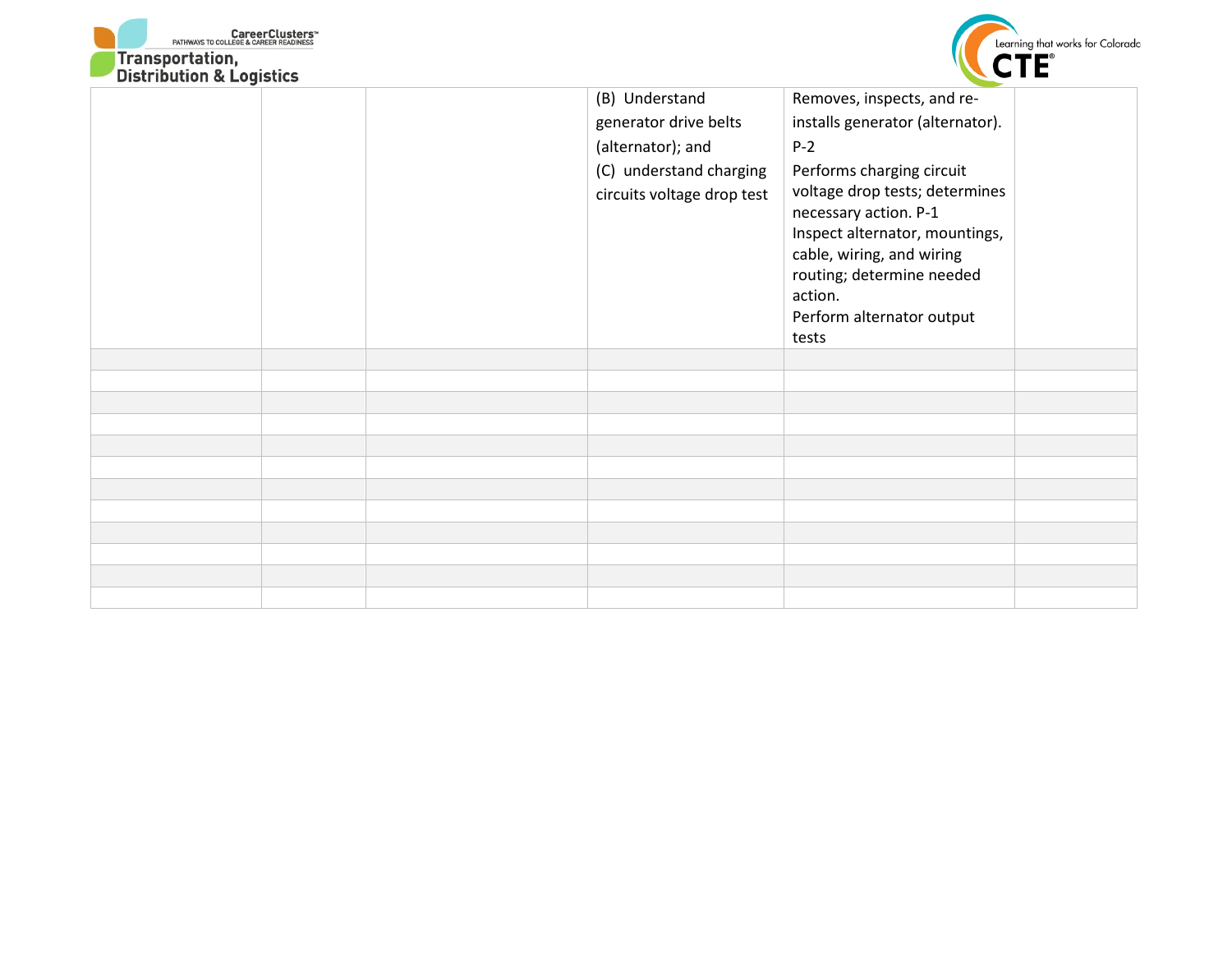| | | | | | |
|---|---|---|---|---|---|
| | | | (B) Understand generator drive belts (alternator); and<br>(C) understand charging circuits voltage drop test | Removes, inspects, and re-installs generator (alternator). P-2<br>Performs charging circuit voltage drop tests; determines necessary action. P-1<br>Inspect alternator, mountings, cable, wiring, and wiring routing; determine needed action.<br>Perform alternator output tests | |
| | | | | | |
| | | | | | |
| | | | | | |
| | | | | | |
| | | | | | |
| | | | | | |
| | | | | | |
| | | | | | |
| | | | | | |
| | | | | | |
| | | | | | |
| | | | | | |